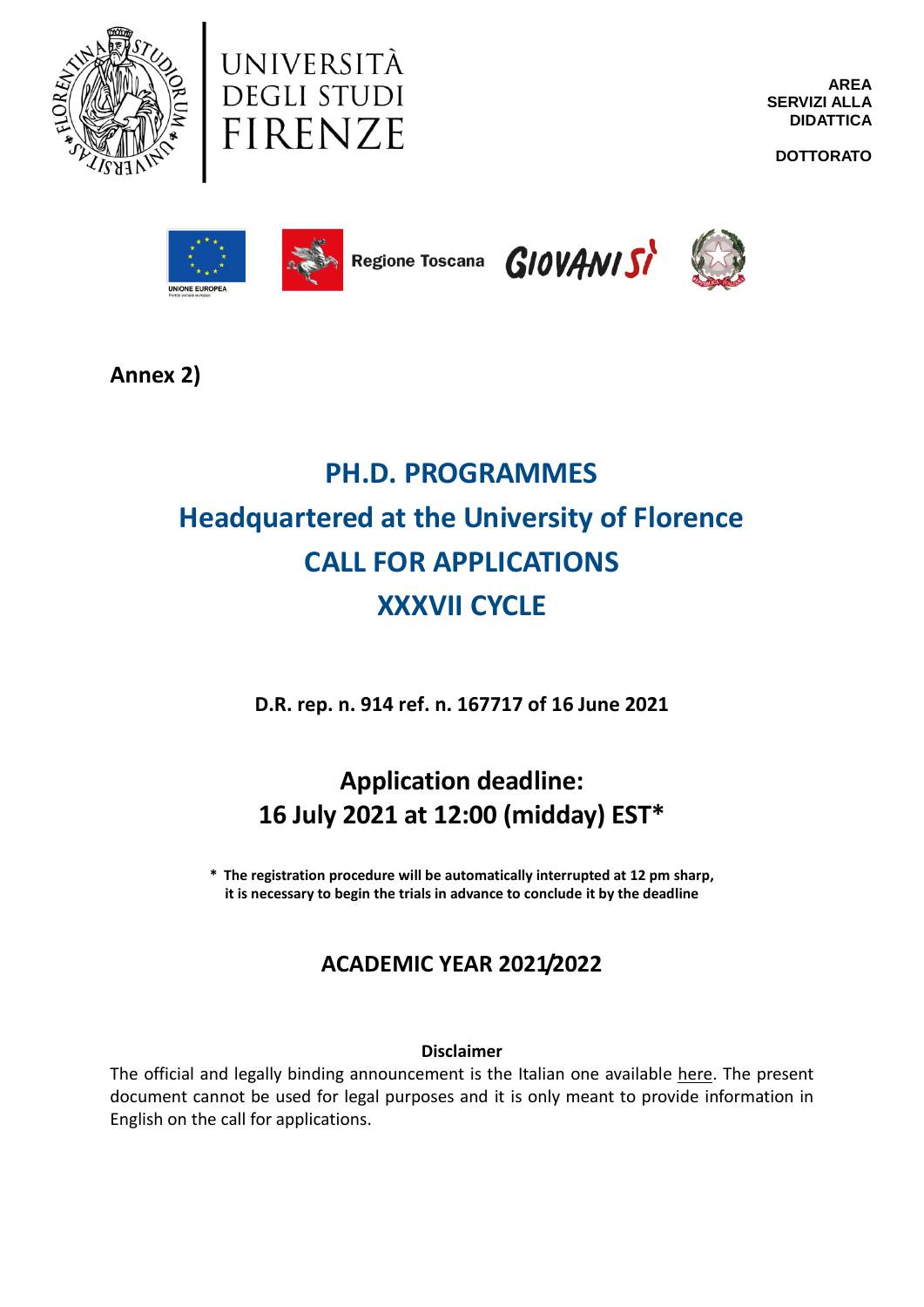UNIVERSITÀ DEGLI STUDI FIRENZE

**AREA SERVIZI ALLA DIDATTICA**

**DOTTORATO**

Regione Toscana GIOVANISÌ

**Annex 2)**

# PH.D. PROGRAMMES
# Headquartered at the University of Florence
# CALL FOR APPLICATIONS
# XXXVII CYCLE

**D.R. rep. n. 914 ref. n. 167717 of 16 June 2021**

## Application deadline:
## 16 July 2021 at 12:00 (midday) EST*

**\* The registration procedure will be automatically interrupted at 12 pm sharp, it is necessary to begin the trials in advance to conclude it by the deadline**

## ACADEMIC YEAR 2021/2022

**Disclaimer**

The official and legally binding announcement is the Italian one available here. The present document cannot be used for legal purposes and it is only meant to provide information in English on the call for applications.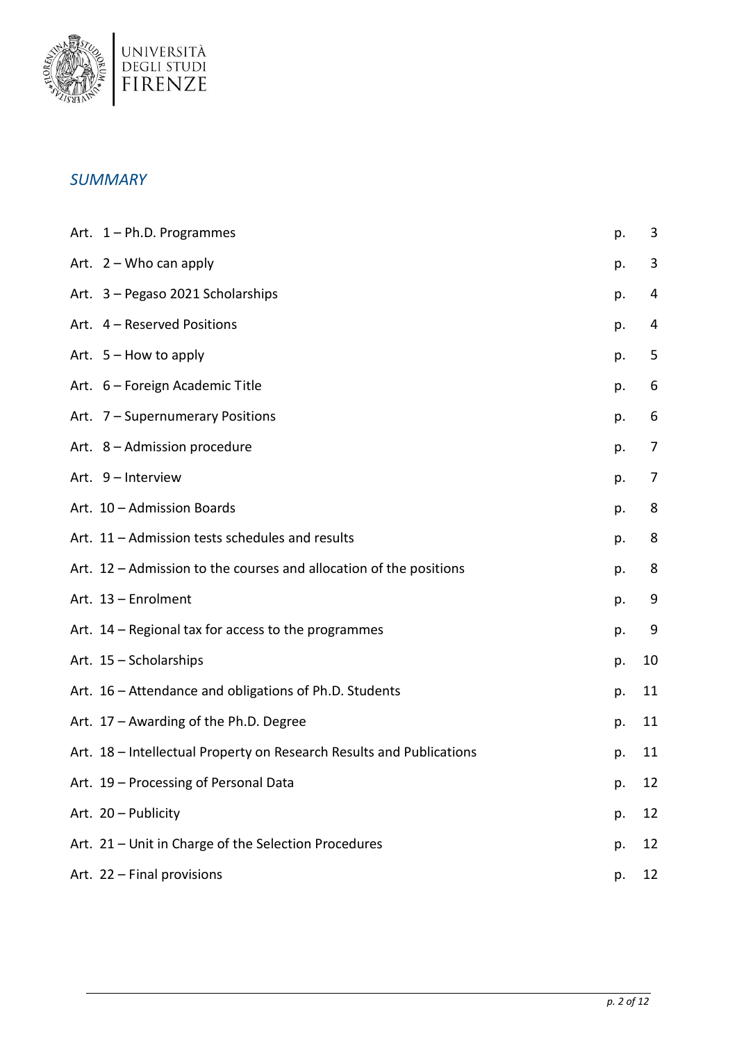## *SUMMARY*

| | | |
|---|---|---|
| Art. 1 – Ph.D. Programmes | p. | 3 |
| Art. 2 – Who can apply | p. | 3 |
| Art. 3 – Pegaso 2021 Scholarships | p. | 4 |
| Art. 4 – Reserved Positions | p. | 4 |
| Art. 5 – How to apply | p. | 5 |
| Art. 6 – Foreign Academic Title | p. | 6 |
| Art. 7 – Supernumerary Positions | p. | 6 |
| Art. 8 – Admission procedure | p. | 7 |
| Art. 9 – Interview | p. | 7 |
| Art. 10 – Admission Boards | p. | 8 |
| Art. 11 – Admission tests schedules and results | p. | 8 |
| Art. 12 – Admission to the courses and allocation of the positions | p. | 8 |
| Art. 13 – Enrolment | p. | 9 |
| Art. 14 – Regional tax for access to the programmes | p. | 9 |
| Art. 15 – Scholarships | p. | 10 |
| Art. 16 – Attendance and obligations of Ph.D. Students | p. | 11 |
| Art. 17 – Awarding of the Ph.D. Degree | p. | 11 |
| Art. 18 – Intellectual Property on Research Results and Publications | p. | 11 |
| Art. 19 – Processing of Personal Data | p. | 12 |
| Art. 20 – Publicity | p. | 12 |
| Art. 21 – Unit in Charge of the Selection Procedures | p. | 12 |
| Art. 22 – Final provisions | p. | 12 |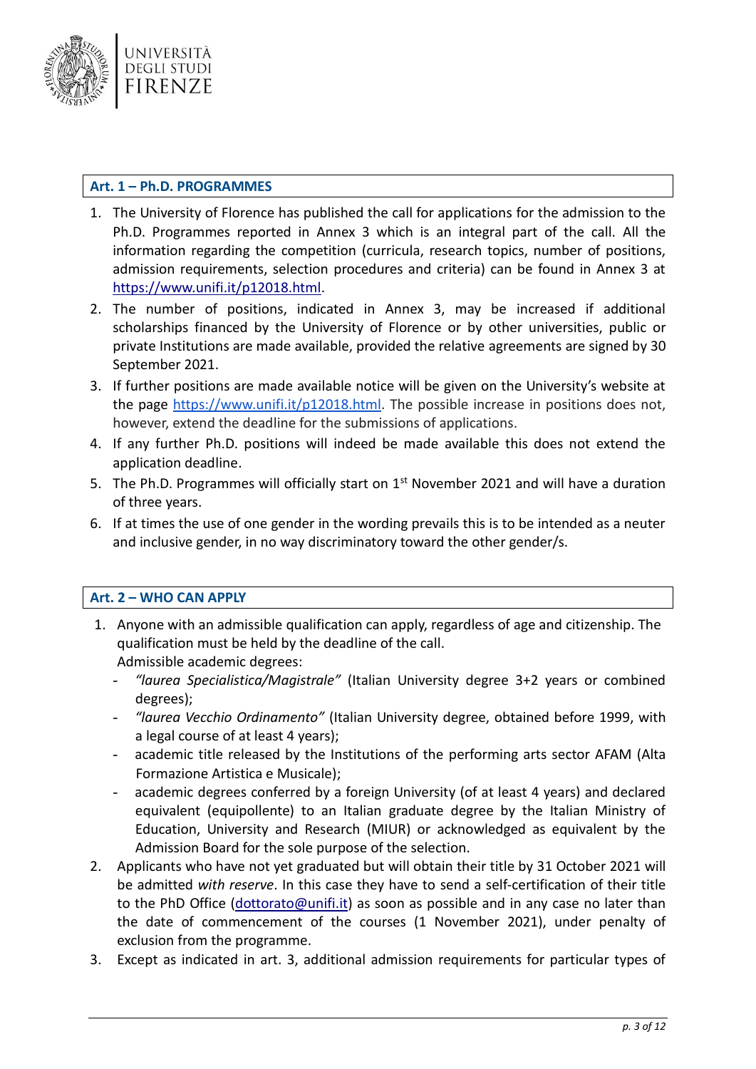## Art. 1 – Ph.D. PROGRAMMES

1. The University of Florence has published the call for applications for the admission to the Ph.D. Programmes reported in Annex 3 which is an integral part of the call. All the information regarding the competition (curricula, research topics, number of positions, admission requirements, selection procedures and criteria) can be found in Annex 3 at https://www.unifi.it/p12018.html.
2. The number of positions, indicated in Annex 3, may be increased if additional scholarships financed by the University of Florence or by other universities, public or private Institutions are made available, provided the relative agreements are signed by 30 September 2021.
3. If further positions are made available notice will be given on the University's website at the page https://www.unifi.it/p12018.html. The possible increase in positions does not, however, extend the deadline for the submissions of applications.
4. If any further Ph.D. positions will indeed be made available this does not extend the application deadline.
5. The Ph.D. Programmes will officially start on 1st November 2021 and will have a duration of three years.
6. If at times the use of one gender in the wording prevails this is to be intended as a neuter and inclusive gender, in no way discriminatory toward the other gender/s.

## Art. 2 – WHO CAN APPLY

1. Anyone with an admissible qualification can apply, regardless of age and citizenship. The qualification must be held by the deadline of the call.
   Admissible academic degrees:
   - *"laurea Specialistica/Magistrale"* (Italian University degree 3+2 years or combined degrees);
   - *"laurea Vecchio Ordinamento"* (Italian University degree, obtained before 1999, with a legal course of at least 4 years);
   - academic title released by the Institutions of the performing arts sector AFAM (Alta Formazione Artistica e Musicale);
   - academic degrees conferred by a foreign University (of at least 4 years) and declared equivalent (equipollente) to an Italian graduate degree by the Italian Ministry of Education, University and Research (MIUR) or acknowledged as equivalent by the Admission Board for the sole purpose of the selection.
2. Applicants who have not yet graduated but will obtain their title by 31 October 2021 will be admitted *with reserve*. In this case they have to send a self-certification of their title to the PhD Office (dottorato@unifi.it) as soon as possible and in any case no later than the date of commencement of the courses (1 November 2021), under penalty of exclusion from the programme.
3. Except as indicated in art. 3, additional admission requirements for particular types of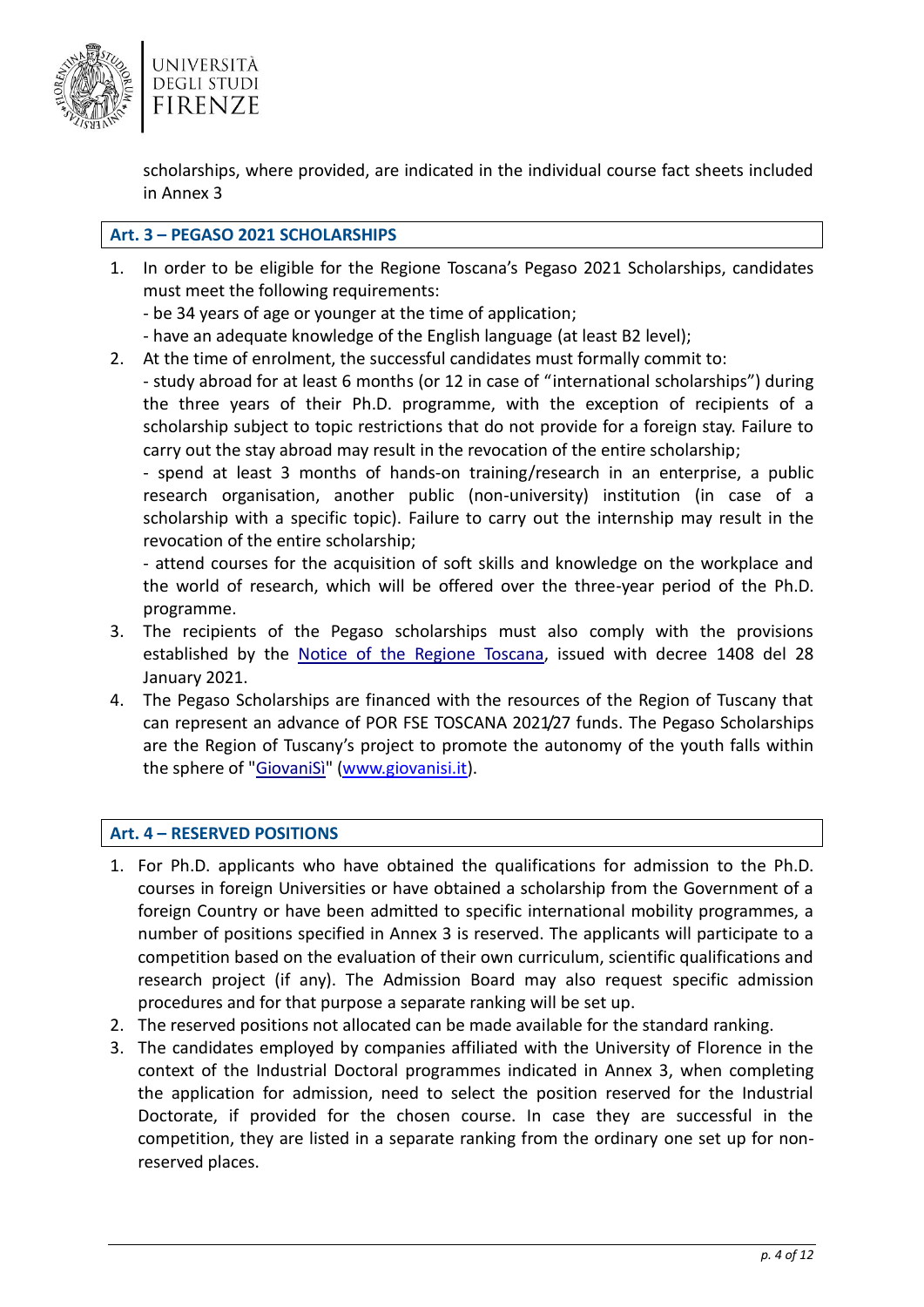scholarships, where provided, are indicated in the individual course fact sheets included in Annex 3

## Art. 3 – PEGASO 2021 SCHOLARSHIPS

1. In order to be eligible for the Regione Toscana's Pegaso 2021 Scholarships, candidates must meet the following requirements:
   - be 34 years of age or younger at the time of application;
   - have an adequate knowledge of the English language (at least B2 level);
2. At the time of enrolment, the successful candidates must formally commit to:
   - study abroad for at least 6 months (or 12 in case of "international scholarships") during the three years of their Ph.D. programme, with the exception of recipients of a scholarship subject to topic restrictions that do not provide for a foreign stay. Failure to carry out the stay abroad may result in the revocation of the entire scholarship;
   - spend at least 3 months of hands-on training/research in an enterprise, a public research organisation, another public (non-university) institution (in case of a scholarship with a specific topic). Failure to carry out the internship may result in the revocation of the entire scholarship;
   - attend courses for the acquisition of soft skills and knowledge on the workplace and the world of research, which will be offered over the three-year period of the Ph.D. programme.
3. The recipients of the Pegaso scholarships must also comply with the provisions established by the Notice of the Regione Toscana, issued with decree 1408 del 28 January 2021.
4. The Pegaso Scholarships are financed with the resources of the Region of Tuscany that can represent an advance of POR FSE TOSCANA 2021/27 funds. The Pegaso Scholarships are the Region of Tuscany's project to promote the autonomy of the youth falls within the sphere of "GiovaniSì" (www.giovanisi.it).

## Art. 4 – RESERVED POSITIONS

1. For Ph.D. applicants who have obtained the qualifications for admission to the Ph.D. courses in foreign Universities or have obtained a scholarship from the Government of a foreign Country or have been admitted to specific international mobility programmes, a number of positions specified in Annex 3 is reserved. The applicants will participate to a competition based on the evaluation of their own curriculum, scientific qualifications and research project (if any). The Admission Board may also request specific admission procedures and for that purpose a separate ranking will be set up.
2. The reserved positions not allocated can be made available for the standard ranking.
3. The candidates employed by companies affiliated with the University of Florence in the context of the Industrial Doctoral programmes indicated in Annex 3, when completing the application for admission, need to select the position reserved for the Industrial Doctorate, if provided for the chosen course. In case they are successful in the competition, they are listed in a separate ranking from the ordinary one set up for non-reserved places.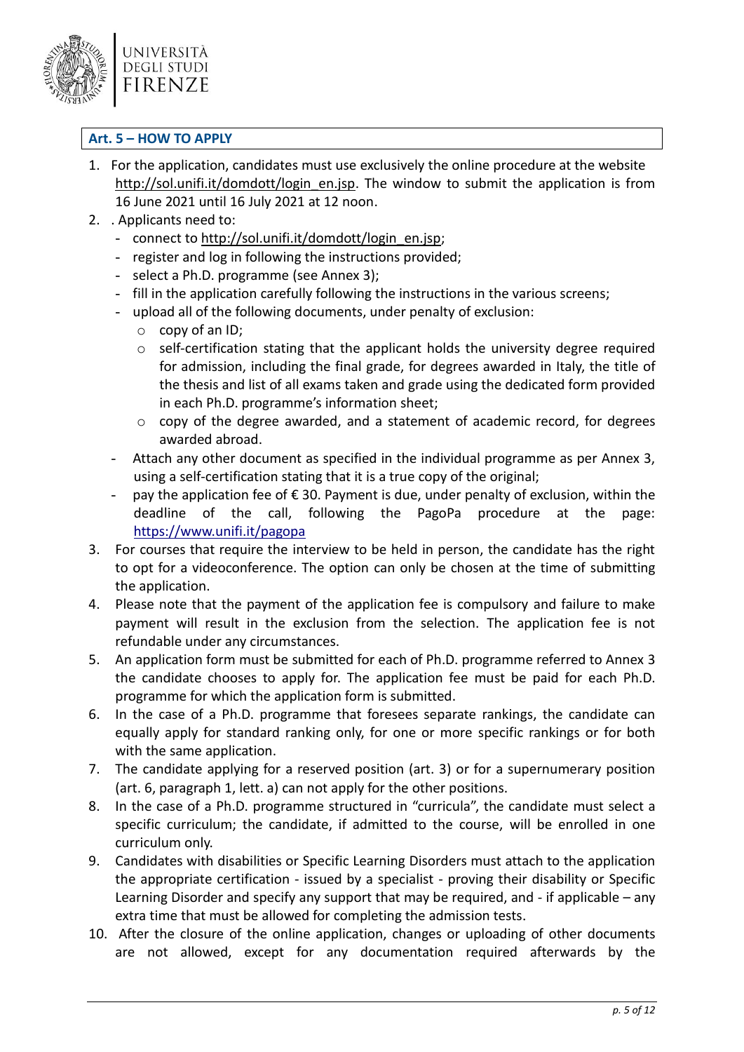## Art. 5 – HOW TO APPLY

1. For the application, candidates must use exclusively the online procedure at the website http://sol.unifi.it/domdott/login_en.jsp. The window to submit the application is from 16 June 2021 until 16 July 2021 at 12 noon.
2. . Applicants need to:
   - connect to http://sol.unifi.it/domdott/login_en.jsp;
   - register and log in following the instructions provided;
   - select a Ph.D. programme (see Annex 3);
   - fill in the application carefully following the instructions in the various screens;
   - upload all of the following documents, under penalty of exclusion:
     - copy of an ID;
     - self-certification stating that the applicant holds the university degree required for admission, including the final grade, for degrees awarded in Italy, the title of the thesis and list of all exams taken and grade using the dedicated form provided in each Ph.D. programme's information sheet;
     - copy of the degree awarded, and a statement of academic record, for degrees awarded abroad.
   - Attach any other document as specified in the individual programme as per Annex 3, using a self-certification stating that it is a true copy of the original;
   - pay the application fee of € 30. Payment is due, under penalty of exclusion, within the deadline of the call, following the PagoPa procedure at the page: https://www.unifi.it/pagopa
3. For courses that require the interview to be held in person, the candidate has the right to opt for a videoconference. The option can only be chosen at the time of submitting the application.
4. Please note that the payment of the application fee is compulsory and failure to make payment will result in the exclusion from the selection. The application fee is not refundable under any circumstances.
5. An application form must be submitted for each of Ph.D. programme referred to Annex 3 the candidate chooses to apply for. The application fee must be paid for each Ph.D. programme for which the application form is submitted.
6. In the case of a Ph.D. programme that foresees separate rankings, the candidate can equally apply for standard ranking only, for one or more specific rankings or for both with the same application.
7. The candidate applying for a reserved position (art. 3) or for a supernumerary position (art. 6, paragraph 1, lett. a) can not apply for the other positions.
8. In the case of a Ph.D. programme structured in "curricula", the candidate must select a specific curriculum; the candidate, if admitted to the course, will be enrolled in one curriculum only.
9. Candidates with disabilities or Specific Learning Disorders must attach to the application the appropriate certification - issued by a specialist - proving their disability or Specific Learning Disorder and specify any support that may be required, and - if applicable – any extra time that must be allowed for completing the admission tests.
10. After the closure of the online application, changes or uploading of other documents are not allowed, except for any documentation required afterwards by the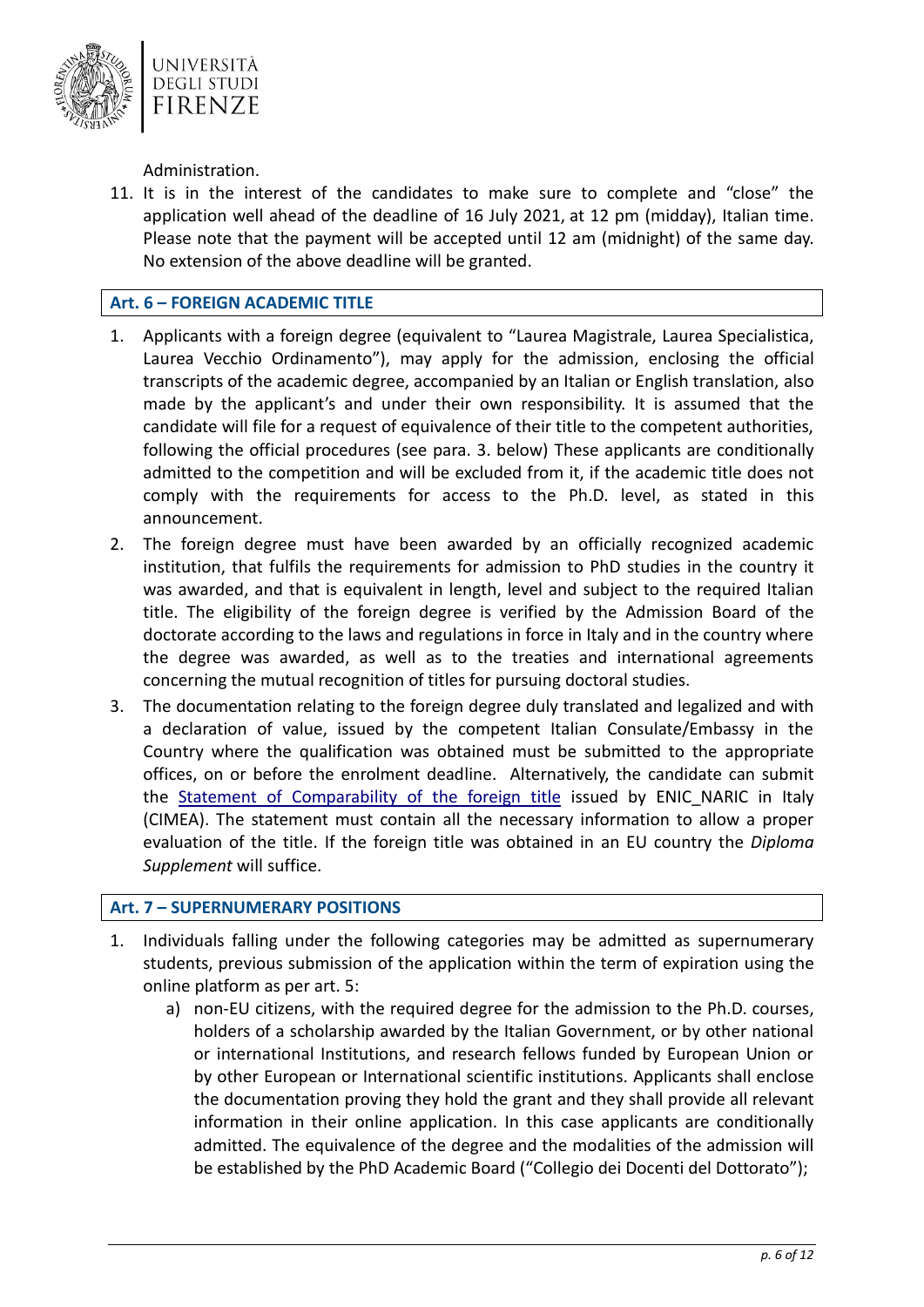Administration.

11. It is in the interest of the candidates to make sure to complete and "close" the application well ahead of the deadline of 16 July 2021, at 12 pm (midday), Italian time. Please note that the payment will be accepted until 12 am (midnight) of the same day. No extension of the above deadline will be granted.

## Art. 6 – FOREIGN ACADEMIC TITLE

1. Applicants with a foreign degree (equivalent to "Laurea Magistrale, Laurea Specialistica, Laurea Vecchio Ordinamento"), may apply for the admission, enclosing the official transcripts of the academic degree, accompanied by an Italian or English translation, also made by the applicant's and under their own responsibility. It is assumed that the candidate will file for a request of equivalence of their title to the competent authorities, following the official procedures (see para. 3. below) These applicants are conditionally admitted to the competition and will be excluded from it, if the academic title does not comply with the requirements for access to the Ph.D. level, as stated in this announcement.
2. The foreign degree must have been awarded by an officially recognized academic institution, that fulfils the requirements for admission to PhD studies in the country it was awarded, and that is equivalent in length, level and subject to the required Italian title. The eligibility of the foreign degree is verified by the Admission Board of the doctorate according to the laws and regulations in force in Italy and in the country where the degree was awarded, as well as to the treaties and international agreements concerning the mutual recognition of titles for pursuing doctoral studies.
3. The documentation relating to the foreign degree duly translated and legalized and with a declaration of value, issued by the competent Italian Consulate/Embassy in the Country where the qualification was obtained must be submitted to the appropriate offices, on or before the enrolment deadline. Alternatively, the candidate can submit the Statement of Comparability of the foreign title issued by ENIC_NARIC in Italy (CIMEA). The statement must contain all the necessary information to allow a proper evaluation of the title. If the foreign title was obtained in an EU country the *Diploma Supplement* will suffice.

## Art. 7 – SUPERNUMERARY POSITIONS

1. Individuals falling under the following categories may be admitted as supernumerary students, previous submission of the application within the term of expiration using the online platform as per art. 5:
   a) non-EU citizens, with the required degree for the admission to the Ph.D. courses, holders of a scholarship awarded by the Italian Government, or by other national or international Institutions, and research fellows funded by European Union or by other European or International scientific institutions. Applicants shall enclose the documentation proving they hold the grant and they shall provide all relevant information in their online application. In this case applicants are conditionally admitted. The equivalence of the degree and the modalities of the admission will be established by the PhD Academic Board ("Collegio dei Docenti del Dottorato");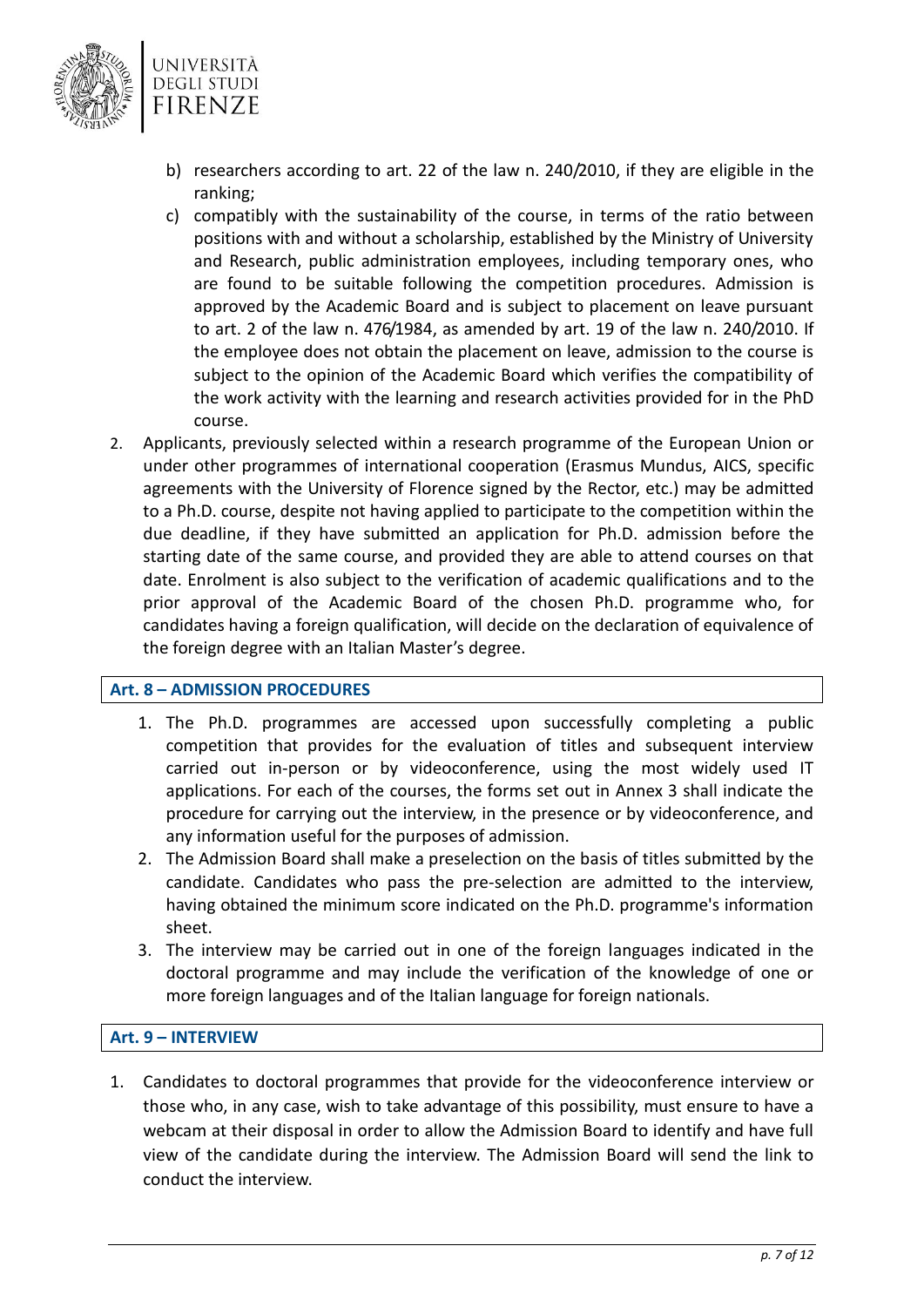b) researchers according to art. 22 of the law n. 240/2010, if they are eligible in the ranking;
c) compatibly with the sustainability of the course, in terms of the ratio between positions with and without a scholarship, established by the Ministry of University and Research, public administration employees, including temporary ones, who are found to be suitable following the competition procedures. Admission is approved by the Academic Board and is subject to placement on leave pursuant to art. 2 of the law n. 476/1984, as amended by art. 19 of the law n. 240/2010. If the employee does not obtain the placement on leave, admission to the course is subject to the opinion of the Academic Board which verifies the compatibility of the work activity with the learning and research activities provided for in the PhD course.

2. Applicants, previously selected within a research programme of the European Union or under other programmes of international cooperation (Erasmus Mundus, AICS, specific agreements with the University of Florence signed by the Rector, etc.) may be admitted to a Ph.D. course, despite not having applied to participate to the competition within the due deadline, if they have submitted an application for Ph.D. admission before the starting date of the same course, and provided they are able to attend courses on that date. Enrolment is also subject to the verification of academic qualifications and to the prior approval of the Academic Board of the chosen Ph.D. programme who, for candidates having a foreign qualification, will decide on the declaration of equivalence of the foreign degree with an Italian Master's degree.

## Art. 8 – ADMISSION PROCEDURES

1. The Ph.D. programmes are accessed upon successfully completing a public competition that provides for the evaluation of titles and subsequent interview carried out in-person or by videoconference, using the most widely used IT applications. For each of the courses, the forms set out in Annex 3 shall indicate the procedure for carrying out the interview, in the presence or by videoconference, and any information useful for the purposes of admission.
2. The Admission Board shall make a preselection on the basis of titles submitted by the candidate. Candidates who pass the pre-selection are admitted to the interview, having obtained the minimum score indicated on the Ph.D. programme's information sheet.
3. The interview may be carried out in one of the foreign languages indicated in the doctoral programme and may include the verification of the knowledge of one or more foreign languages and of the Italian language for foreign nationals.

## Art. 9 – INTERVIEW

1. Candidates to doctoral programmes that provide for the videoconference interview or those who, in any case, wish to take advantage of this possibility, must ensure to have a webcam at their disposal in order to allow the Admission Board to identify and have full view of the candidate during the interview. The Admission Board will send the link to conduct the interview.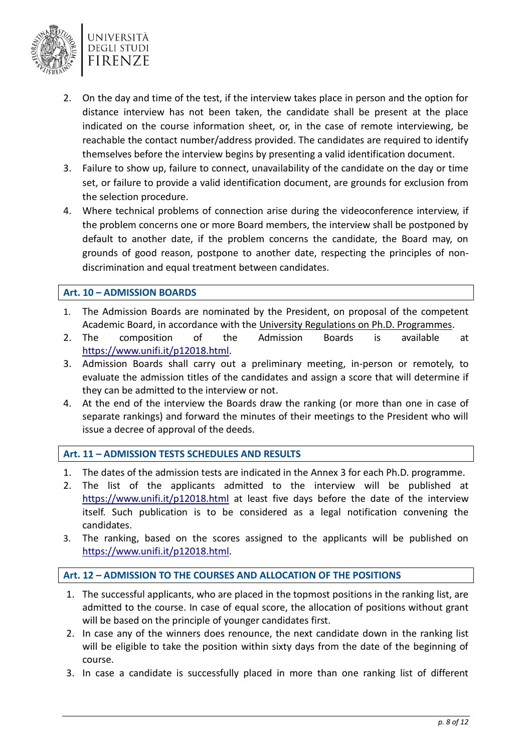2. On the day and time of the test, if the interview takes place in person and the option for distance interview has not been taken, the candidate shall be present at the place indicated on the course information sheet, or, in the case of remote interviewing, be reachable the contact number/address provided. The candidates are required to identify themselves before the interview begins by presenting a valid identification document.
3. Failure to show up, failure to connect, unavailability of the candidate on the day or time set, or failure to provide a valid identification document, are grounds for exclusion from the selection procedure.
4. Where technical problems of connection arise during the videoconference interview, if the problem concerns one or more Board members, the interview shall be postponed by default to another date, if the problem concerns the candidate, the Board may, on grounds of good reason, postpone to another date, respecting the principles of non-discrimination and equal treatment between candidates.

## Art. 10 – ADMISSION BOARDS

1. The Admission Boards are nominated by the President, on proposal of the competent Academic Board, in accordance with the University Regulations on Ph.D. Programmes.
2. The composition of the Admission Boards is available at https://www.unifi.it/p12018.html.
3. Admission Boards shall carry out a preliminary meeting, in-person or remotely, to evaluate the admission titles of the candidates and assign a score that will determine if they can be admitted to the interview or not.
4. At the end of the interview the Boards draw the ranking (or more than one in case of separate rankings) and forward the minutes of their meetings to the President who will issue a decree of approval of the deeds.

## Art. 11 – ADMISSION TESTS SCHEDULES AND RESULTS

1. The dates of the admission tests are indicated in the Annex 3 for each Ph.D. programme.
2. The list of the applicants admitted to the interview will be published at https://www.unifi.it/p12018.html at least five days before the date of the interview itself. Such publication is to be considered as a legal notification convening the candidates.
3. The ranking, based on the scores assigned to the applicants will be published on https://www.unifi.it/p12018.html.

## Art. 12 – ADMISSION TO THE COURSES AND ALLOCATION OF THE POSITIONS

1. The successful applicants, who are placed in the topmost positions in the ranking list, are admitted to the course. In case of equal score, the allocation of positions without grant will be based on the principle of younger candidates first.
2. In case any of the winners does renounce, the next candidate down in the ranking list will be eligible to take the position within sixty days from the date of the beginning of course.
3. In case a candidate is successfully placed in more than one ranking list of different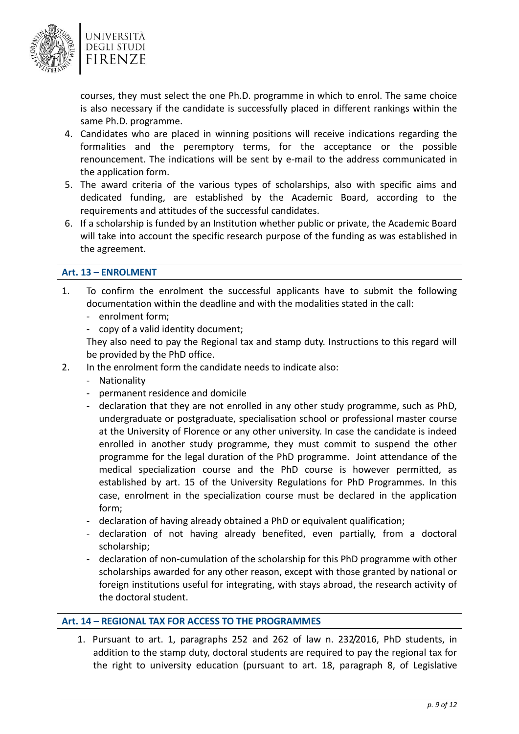courses, they must select the one Ph.D. programme in which to enrol. The same choice is also necessary if the candidate is successfully placed in different rankings within the same Ph.D. programme.

4. Candidates who are placed in winning positions will receive indications regarding the formalities and the peremptory terms, for the acceptance or the possible renouncement. The indications will be sent by e-mail to the address communicated in the application form.
5. The award criteria of the various types of scholarships, also with specific aims and dedicated funding, are established by the Academic Board, according to the requirements and attitudes of the successful candidates.
6. If a scholarship is funded by an Institution whether public or private, the Academic Board will take into account the specific research purpose of the funding as was established in the agreement.

## Art. 13 – ENROLMENT

1. To confirm the enrolment the successful applicants have to submit the following documentation within the deadline and with the modalities stated in the call:
   - enrolment form;
   - copy of a valid identity document;

   They also need to pay the Regional tax and stamp duty. Instructions to this regard will be provided by the PhD office.
2. In the enrolment form the candidate needs to indicate also:
   - Nationality
   - permanent residence and domicile
   - declaration that they are not enrolled in any other study programme, such as PhD, undergraduate or postgraduate, specialisation school or professional master course at the University of Florence or any other university. In case the candidate is indeed enrolled in another study programme, they must commit to suspend the other programme for the legal duration of the PhD programme. Joint attendance of the medical specialization course and the PhD course is however permitted, as established by art. 15 of the University Regulations for PhD Programmes. In this case, enrolment in the specialization course must be declared in the application form;
   - declaration of having already obtained a PhD or equivalent qualification;
   - declaration of not having already benefited, even partially, from a doctoral scholarship;
   - declaration of non-cumulation of the scholarship for this PhD programme with other scholarships awarded for any other reason, except with those granted by national or foreign institutions useful for integrating, with stays abroad, the research activity of the doctoral student.

## Art. 14 – REGIONAL TAX FOR ACCESS TO THE PROGRAMMES

1. Pursuant to art. 1, paragraphs 252 and 262 of law n. 232/2016, PhD students, in addition to the stamp duty, doctoral students are required to pay the regional tax for the right to university education (pursuant to art. 18, paragraph 8, of Legislative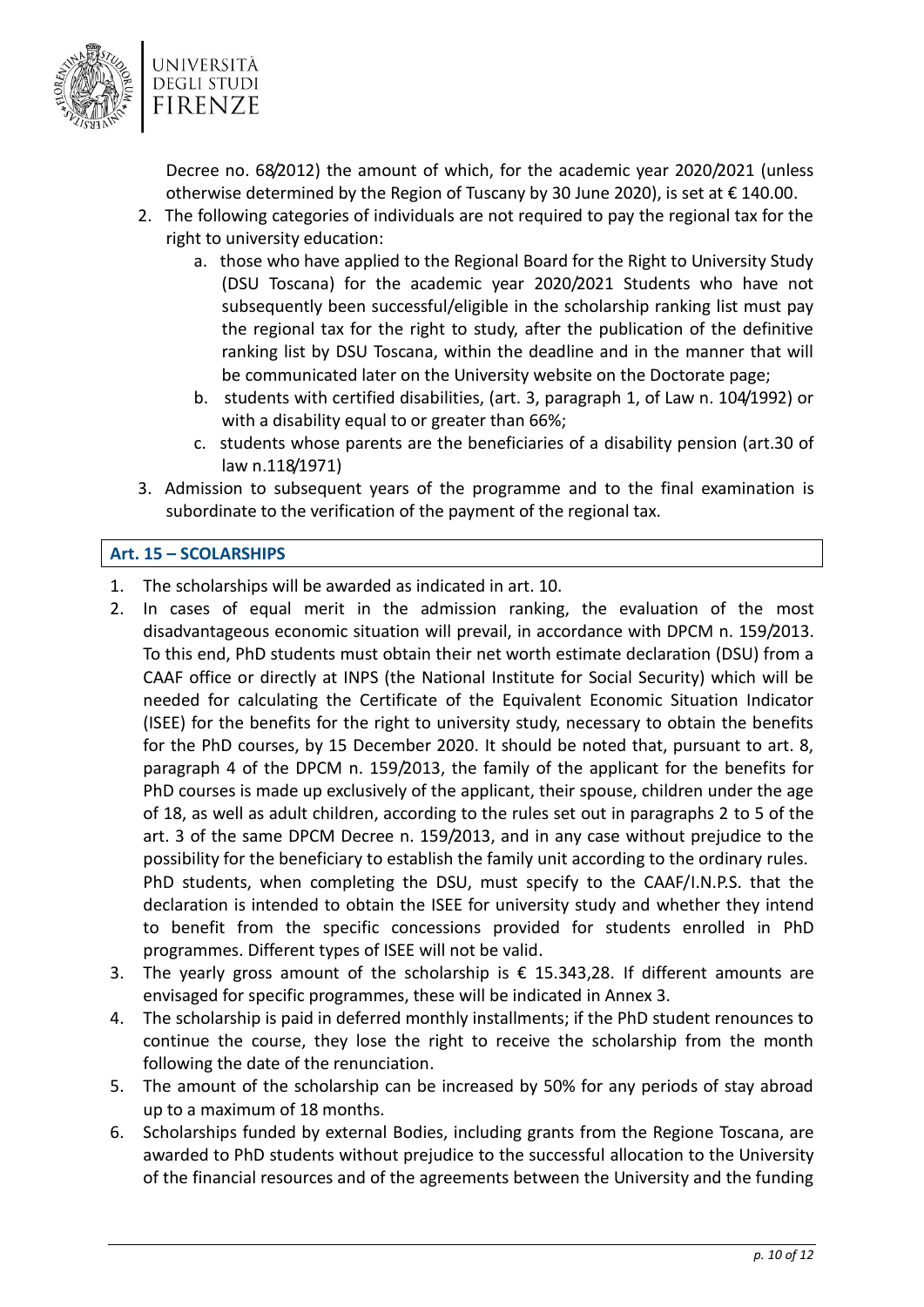Decree no. 68/2012) the amount of which, for the academic year 2020/2021 (unless otherwise determined by the Region of Tuscany by 30 June 2020), is set at € 140.00.

2. The following categories of individuals are not required to pay the regional tax for the right to university education:
   a. those who have applied to the Regional Board for the Right to University Study (DSU Toscana) for the academic year 2020/2021 Students who have not subsequently been successful/eligible in the scholarship ranking list must pay the regional tax for the right to study, after the publication of the definitive ranking list by DSU Toscana, within the deadline and in the manner that will be communicated later on the University website on the Doctorate page;
   b. students with certified disabilities, (art. 3, paragraph 1, of Law n. 104/1992) or with a disability equal to or greater than 66%;
   c. students whose parents are the beneficiaries of a disability pension (art.30 of law n.118/1971)
3. Admission to subsequent years of the programme and to the final examination is subordinate to the verification of the payment of the regional tax.

## Art. 15 – SCHOLARSHIPS

1. The scholarships will be awarded as indicated in art. 10.
2. In cases of equal merit in the admission ranking, the evaluation of the most disadvantageous economic situation will prevail, in accordance with DPCM n. 159/2013. To this end, PhD students must obtain their net worth estimate declaration (DSU) from a CAAF office or directly at INPS (the National Institute for Social Security) which will be needed for calculating the Certificate of the Equivalent Economic Situation Indicator (ISEE) for the benefits for the right to university study, necessary to obtain the benefits for the PhD courses, by 15 December 2020. It should be noted that, pursuant to art. 8, paragraph 4 of the DPCM n. 159/2013, the family of the applicant for the benefits for PhD courses is made up exclusively of the applicant, their spouse, children under the age of 18, as well as adult children, according to the rules set out in paragraphs 2 to 5 of the art. 3 of the same DPCM Decree n. 159/2013, and in any case without prejudice to the possibility for the beneficiary to establish the family unit according to the ordinary rules.
   PhD students, when completing the DSU, must specify to the CAAF/I.N.P.S. that the declaration is intended to obtain the ISEE for university study and whether they intend to benefit from the specific concessions provided for students enrolled in PhD programmes. Different types of ISEE will not be valid.
3. The yearly gross amount of the scholarship is € 15.343,28. If different amounts are envisaged for specific programmes, these will be indicated in Annex 3.
4. The scholarship is paid in deferred monthly installments; if the PhD student renounces to continue the course, they lose the right to receive the scholarship from the month following the date of the renunciation.
5. The amount of the scholarship can be increased by 50% for any periods of stay abroad up to a maximum of 18 months.
6. Scholarships funded by external Bodies, including grants from the Regione Toscana, are awarded to PhD students without prejudice to the successful allocation to the University of the financial resources and of the agreements between the University and the funding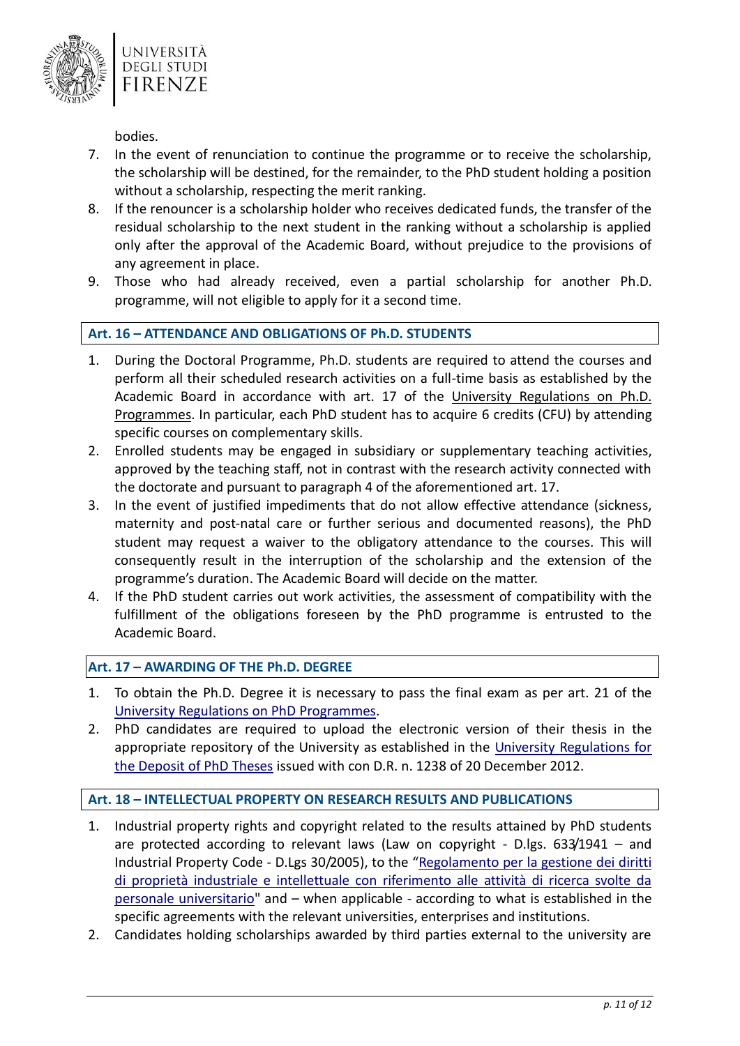bodies.

7. In the event of renunciation to continue the programme or to receive the scholarship, the scholarship will be destined, for the remainder, to the PhD student holding a position without a scholarship, respecting the merit ranking.
8. If the renouncer is a scholarship holder who receives dedicated funds, the transfer of the residual scholarship to the next student in the ranking without a scholarship is applied only after the approval of the Academic Board, without prejudice to the provisions of any agreement in place.
9. Those who had already received, even a partial scholarship for another Ph.D. programme, will not eligible to apply for it a second time.

## Art. 16 – ATTENDANCE AND OBLIGATIONS OF Ph.D. STUDENTS

1. During the Doctoral Programme, Ph.D. students are required to attend the courses and perform all their scheduled research activities on a full-time basis as established by the Academic Board in accordance with art. 17 of the University Regulations on Ph.D. Programmes. In particular, each PhD student has to acquire 6 credits (CFU) by attending specific courses on complementary skills.
2. Enrolled students may be engaged in subsidiary or supplementary teaching activities, approved by the teaching staff, not in contrast with the research activity connected with the doctorate and pursuant to paragraph 4 of the aforementioned art. 17.
3. In the event of justified impediments that do not allow effective attendance (sickness, maternity and post-natal care or further serious and documented reasons), the PhD student may request a waiver to the obligatory attendance to the courses. This will consequently result in the interruption of the scholarship and the extension of the programme's duration. The Academic Board will decide on the matter.
4. If the PhD student carries out work activities, the assessment of compatibility with the fulfillment of the obligations foreseen by the PhD programme is entrusted to the Academic Board.

## Art. 17 – AWARDING OF THE Ph.D. DEGREE

1. To obtain the Ph.D. Degree it is necessary to pass the final exam as per art. 21 of the University Regulations on PhD Programmes.
2. PhD candidates are required to upload the electronic version of their thesis in the appropriate repository of the University as established in the University Regulations for the Deposit of PhD Theses issued with con D.R. n. 1238 of 20 December 2012.

## Art. 18 – INTELLECTUAL PROPERTY ON RESEARCH RESULTS AND PUBLICATIONS

1. Industrial property rights and copyright related to the results attained by PhD students are protected according to relevant laws (Law on copyright - D.lgs. 633/1941 – and Industrial Property Code - D.Lgs 30/2005), to the "Regolamento per la gestione dei diritti di proprietà industriale e intellettuale con riferimento alle attività di ricerca svolte da personale universitario" and – when applicable - according to what is established in the specific agreements with the relevant universities, enterprises and institutions.
2. Candidates holding scholarships awarded by third parties external to the university are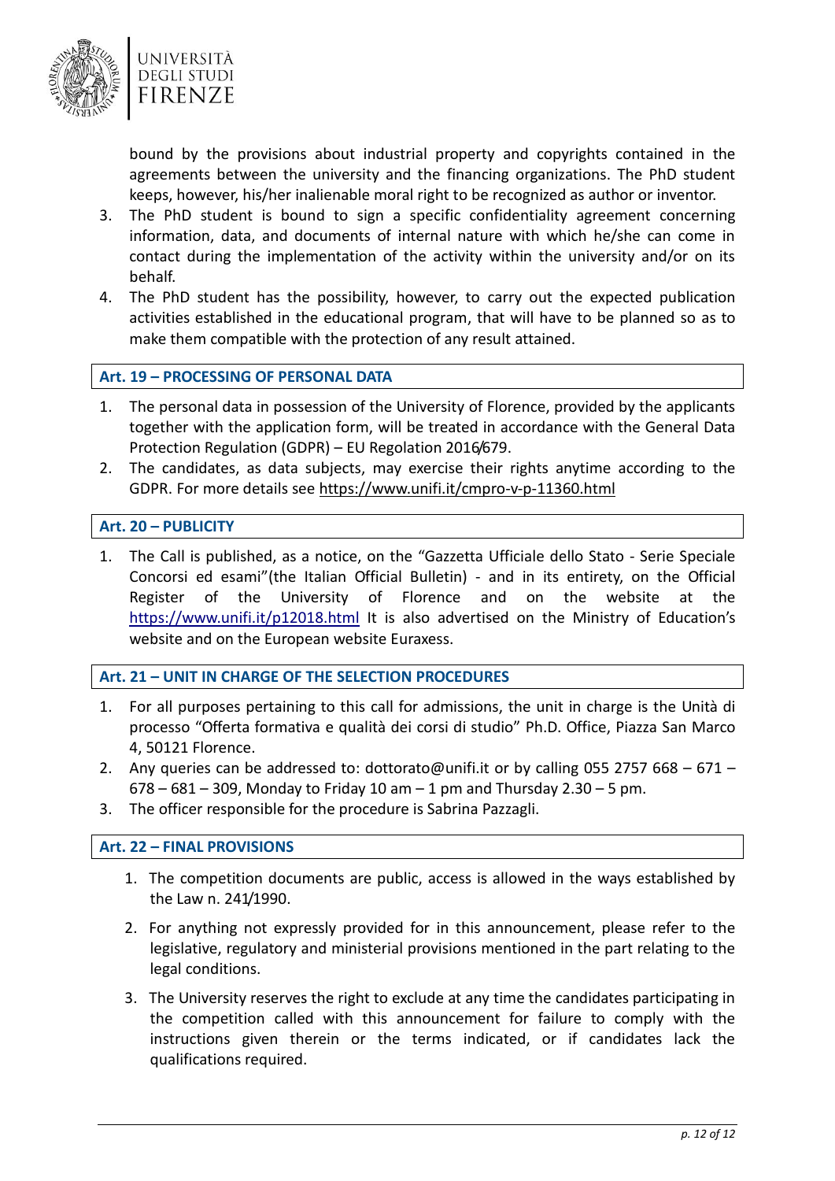bound by the provisions about industrial property and copyrights contained in the agreements between the university and the financing organizations. The PhD student keeps, however, his/her inalienable moral right to be recognized as author or inventor.

3. The PhD student is bound to sign a specific confidentiality agreement concerning information, data, and documents of internal nature with which he/she can come in contact during the implementation of the activity within the university and/or on its behalf.
4. The PhD student has the possibility, however, to carry out the expected publication activities established in the educational program, that will have to be planned so as to make them compatible with the protection of any result attained.

## Art. 19 – PROCESSING OF PERSONAL DATA

1. The personal data in possession of the University of Florence, provided by the applicants together with the application form, will be treated in accordance with the General Data Protection Regulation (GDPR) – EU Regolation 2016/679.
2. The candidates, as data subjects, may exercise their rights anytime according to the GDPR. For more details see https://www.unifi.it/cmpro-v-p-11360.html

## Art. 20 – PUBLICITY

1. The Call is published, as a notice, on the "Gazzetta Ufficiale dello Stato - Serie Speciale Concorsi ed esami"(the Italian Official Bulletin) - and in its entirety, on the Official Register of the University of Florence and on the website at the https://www.unifi.it/p12018.html It is also advertised on the Ministry of Education's website and on the European website Euraxess.

## Art. 21 – UNIT IN CHARGE OF THE SELECTION PROCEDURES

1. For all purposes pertaining to this call for admissions, the unit in charge is the Unità di processo "Offerta formativa e qualità dei corsi di studio" Ph.D. Office, Piazza San Marco 4, 50121 Florence.
2. Any queries can be addressed to: dottorato@unifi.it or by calling 055 2757 668 – 671 – 678 – 681 – 309, Monday to Friday 10 am – 1 pm and Thursday 2.30 – 5 pm.
3. The officer responsible for the procedure is Sabrina Pazzagli.

## Art. 22 – FINAL PROVISIONS

1. The competition documents are public, access is allowed in the ways established by the Law n. 241/1990.
2. For anything not expressly provided for in this announcement, please refer to the legislative, regulatory and ministerial provisions mentioned in the part relating to the legal conditions.
3. The University reserves the right to exclude at any time the candidates participating in the competition called with this announcement for failure to comply with the instructions given therein or the terms indicated, or if candidates lack the qualifications required.